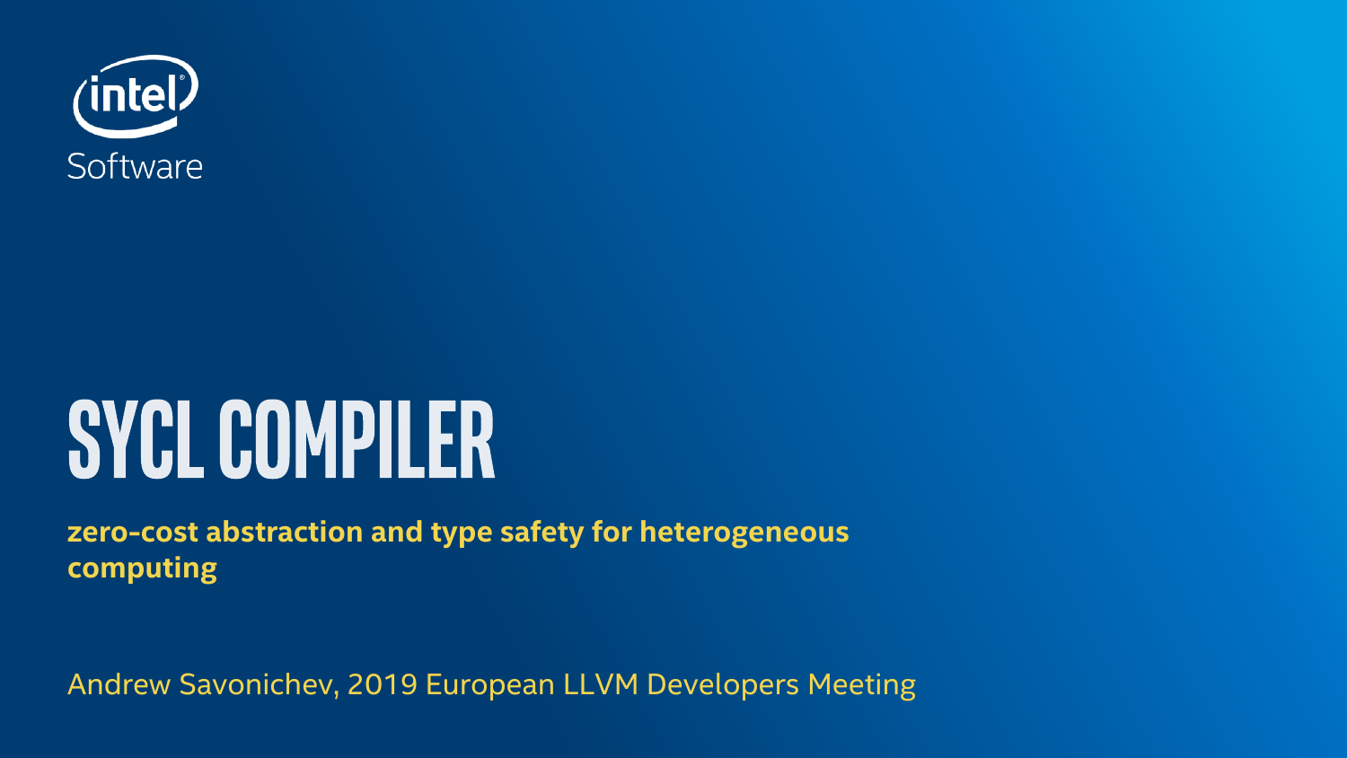Software

# SYCL COMPILER

**zero-cost abstraction and type safety for heterogeneous computing**

Andrew Savonichev, 2019 European LLVM Developers Meeting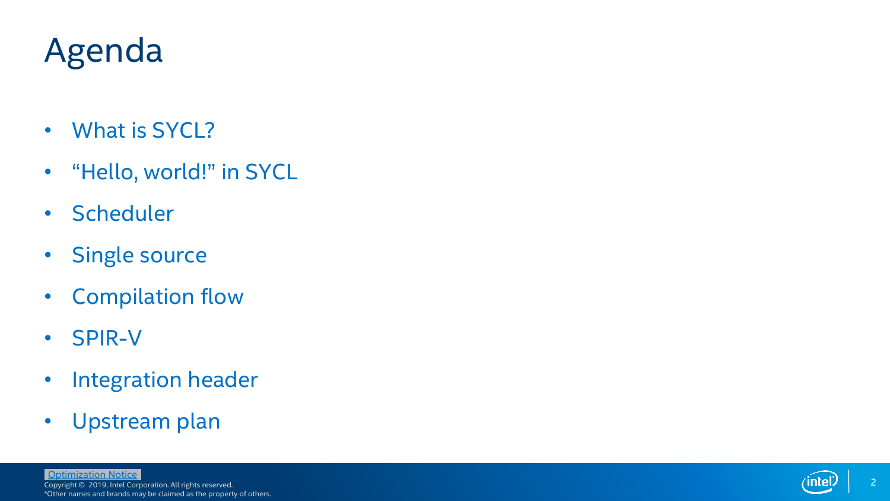# Agenda

- What is SYCL?
- “Hello, world!” in SYCL
- Scheduler
- Single source
- Compilation flow
- SPIR-V
- Integration header
- Upstream plan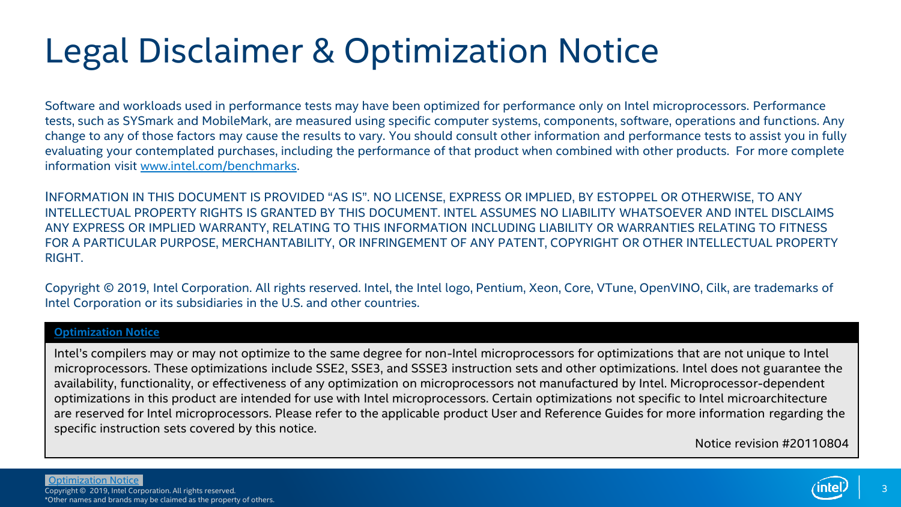# Legal Disclaimer & Optimization Notice

Software and workloads used in performance tests may have been optimized for performance only on Intel microprocessors. Performance tests, such as SYSmark and MobileMark, are measured using specific computer systems, components, software, operations and functions. Any change to any of those factors may cause the results to vary. You should consult other information and performance tests to assist you in fully evaluating your contemplated purchases, including the performance of that product when combined with other products. For more complete information visit [www.intel.com/benchmarks](www.intel.com/benchmarks).

INFORMATION IN THIS DOCUMENT IS PROVIDED "AS IS". NO LICENSE, EXPRESS OR IMPLIED, BY ESTOPPEL OR OTHERWISE, TO ANY INTELLECTUAL PROPERTY RIGHTS IS GRANTED BY THIS DOCUMENT. INTEL ASSUMES NO LIABILITY WHATSOEVER AND INTEL DISCLAIMS ANY EXPRESS OR IMPLIED WARRANTY, RELATING TO THIS INFORMATION INCLUDING LIABILITY OR WARRANTIES RELATING TO FITNESS FOR A PARTICULAR PURPOSE, MERCHANTABILITY, OR INFRINGEMENT OF ANY PATENT, COPYRIGHT OR OTHER INTELLECTUAL PROPERTY RIGHT.

Copyright © 2019, Intel Corporation. All rights reserved. Intel, the Intel logo, Pentium, Xeon, Core, VTune, OpenVINO, Cilk, are trademarks of Intel Corporation or its subsidiaries in the U.S. and other countries.

**Optimization Notice**

Intel's compilers may or may not optimize to the same degree for non-Intel microprocessors for optimizations that are not unique to Intel microprocessors. These optimizations include SSE2, SSE3, and SSSE3 instruction sets and other optimizations. Intel does not guarantee the availability, functionality, or effectiveness of any optimization on microprocessors not manufactured by Intel. Microprocessor-dependent optimizations in this product are intended for use with Intel microprocessors. Certain optimizations not specific to Intel microarchitecture are reserved for Intel microprocessors. Please refer to the applicable product User and Reference Guides for more information regarding the specific instruction sets covered by this notice.

Notice revision #20110804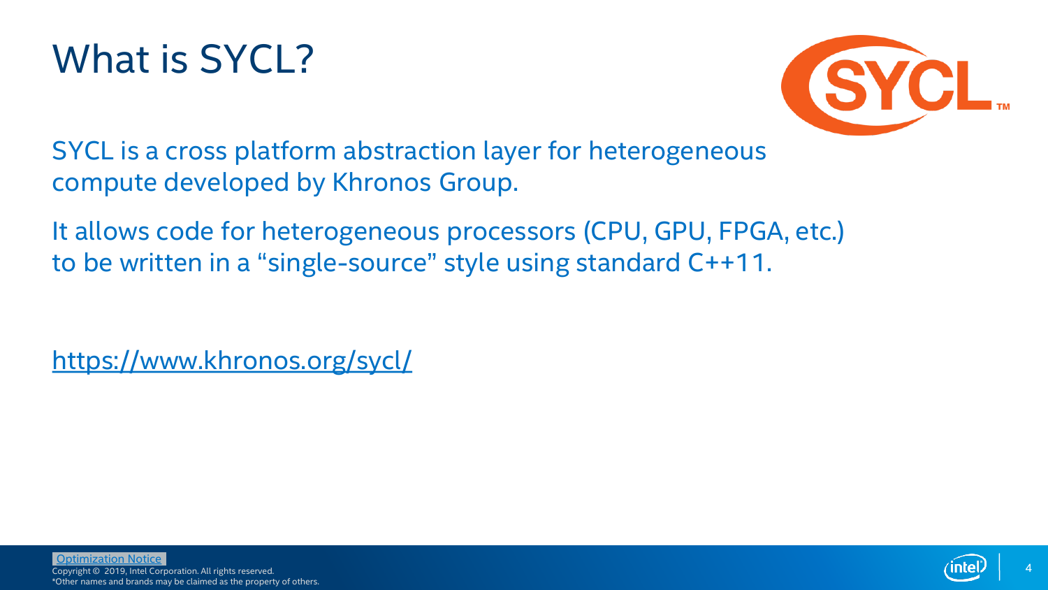# What is SYCL?

SYCL is a cross platform abstraction layer for heterogeneous compute developed by Khronos Group.

It allows code for heterogeneous processors (CPU, GPU, FPGA, etc.) to be written in a “single-source” style using standard C++11.

https://www.khronos.org/sycl/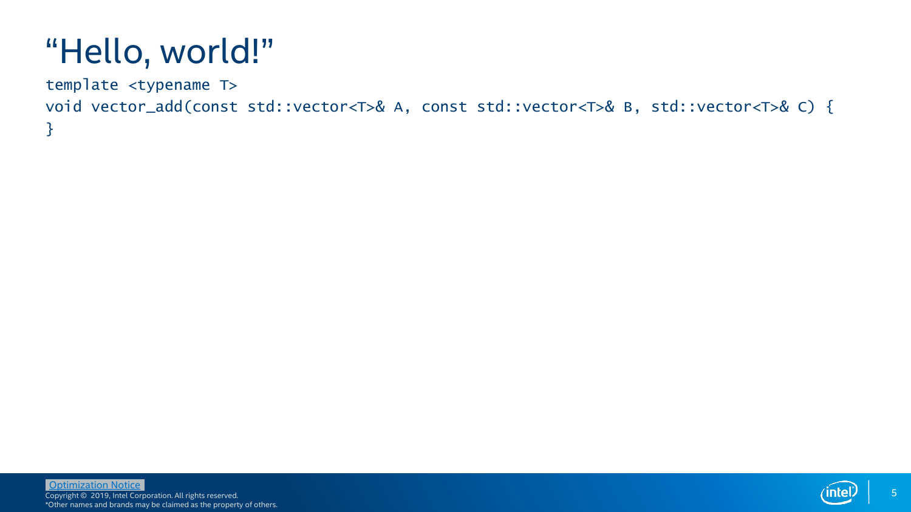# “Hello, world!”

```
template <typename T>
void vector_add(const std::vector<T>& A, const std::vector<T>& B, std::vector<T>& C) {
}
```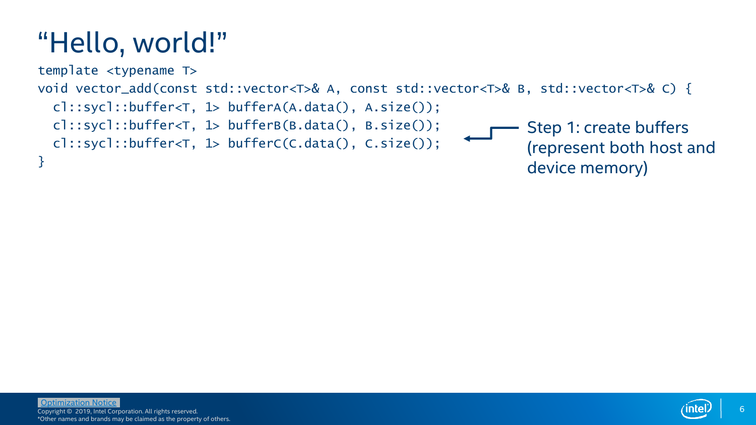# "Hello, world!"

```
template <typename T>
void vector_add(const std::vector<T>& A, const std::vector<T>& B, std::vector<T>& C) {
  cl::sycl::buffer<T, 1> bufferA(A.data(), A.size());
  cl::sycl::buffer<T, 1> bufferB(B.data(), B.size());
  cl::sycl::buffer<T, 1> bufferC(C.data(), C.size());
}
```

Step 1: create buffers (represent both host and device memory)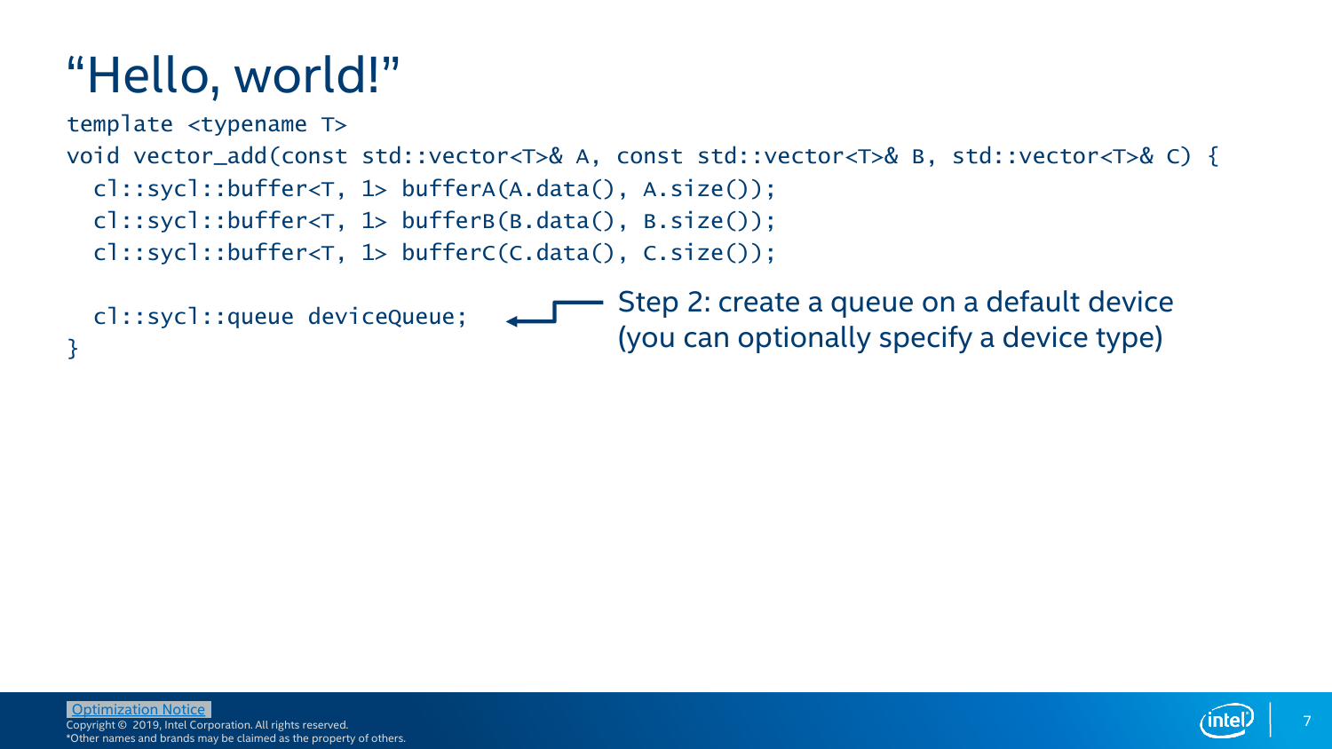# “Hello, world!”

```
template <typename T>
void vector_add(const std::vector<T>& A, const std::vector<T>& B, std::vector<T>& C) {
  cl::sycl::buffer<T, 1> bufferA(A.data(), A.size());
  cl::sycl::buffer<T, 1> bufferB(B.data(), B.size());
  cl::sycl::buffer<T, 1> bufferC(C.data(), C.size());

  cl::sycl::queue deviceQueue;
}
```

Step 2: create a queue on a default device (you can optionally specify a device type)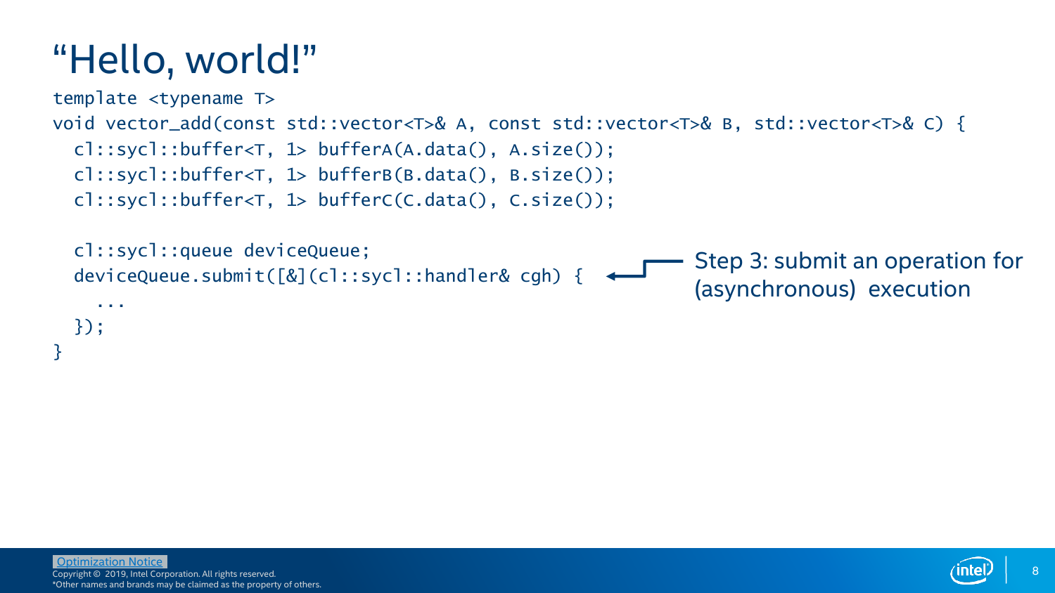# "Hello, world!"

```
template <typename T>
void vector_add(const std::vector<T>& A, const std::vector<T>& B, std::vector<T>& C) {
  cl::sycl::buffer<T, 1> bufferA(A.data(), A.size());
  cl::sycl::buffer<T, 1> bufferB(B.data(), B.size());
  cl::sycl::buffer<T, 1> bufferC(C.data(), C.size());

  cl::sycl::queue deviceQueue;
  deviceQueue.submit([&](cl::sycl::handler& cgh) {
    ...
  });
}
```

Step 3: submit an operation for (asynchronous) execution

Optimization Notice
Copyright © 2019, Intel Corporation. All rights reserved.
*Other names and brands may be claimed as the property of others.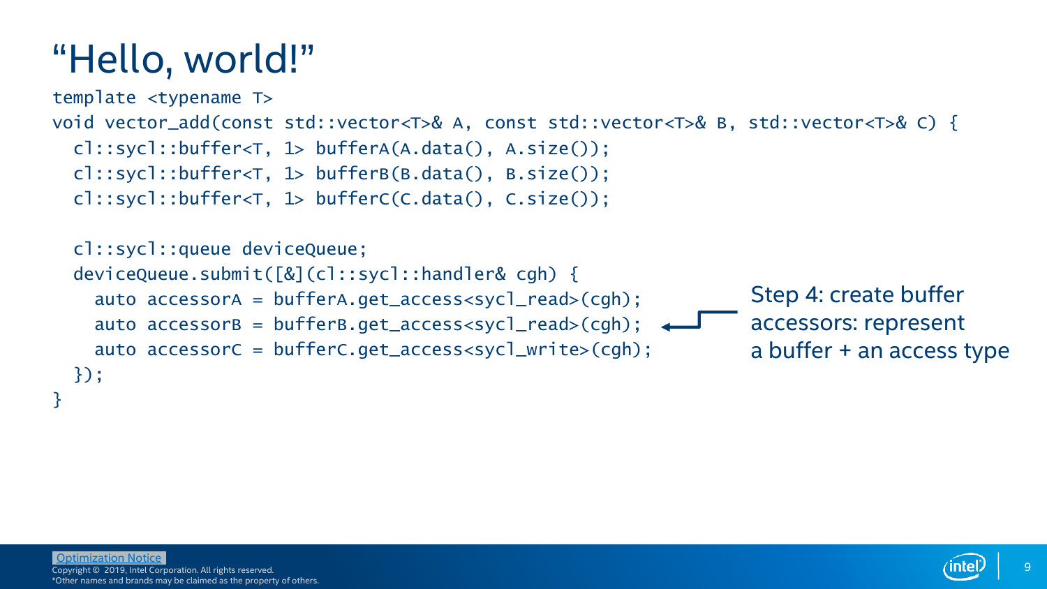# “Hello, world!”

```
template <typename T>
void vector_add(const std::vector<T>& A, const std::vector<T>& B, std::vector<T>& C) {
  cl::sycl::buffer<T, 1> bufferA(A.data(), A.size());
  cl::sycl::buffer<T, 1> bufferB(B.data(), B.size());
  cl::sycl::buffer<T, 1> bufferC(C.data(), C.size());

  cl::sycl::queue deviceQueue;
  deviceQueue.submit([&](cl::sycl::handler& cgh) {
    auto accessorA = bufferA.get_access<sycl_read>(cgh);
    auto accessorB = bufferB.get_access<sycl_read>(cgh);
    auto accessorC = bufferC.get_access<sycl_write>(cgh);
  });
}
```

Step 4: create buffer accessors: represent a buffer + an access type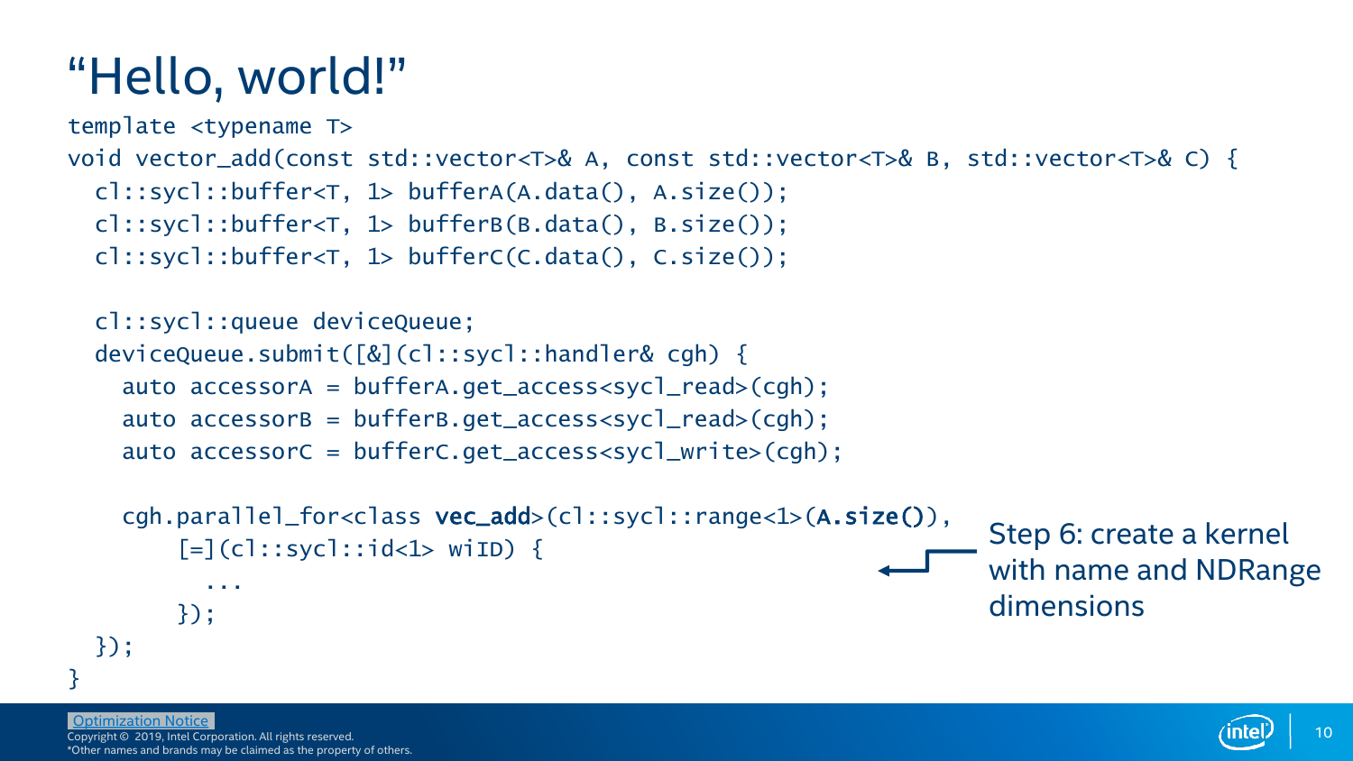# "Hello, world!"

```
template <typename T>
void vector_add(const std::vector<T>& A, const std::vector<T>& B, std::vector<T>& C) {
  cl::sycl::buffer<T, 1> bufferA(A.data(), A.size());
  cl::sycl::buffer<T, 1> bufferB(B.data(), B.size());
  cl::sycl::buffer<T, 1> bufferC(C.data(), C.size());

  cl::sycl::queue deviceQueue;
  deviceQueue.submit([&](cl::sycl::handler& cgh) {
    auto accessorA = bufferA.get_access<sycl_read>(cgh);
    auto accessorB = bufferB.get_access<sycl_read>(cgh);
    auto accessorC = bufferC.get_access<sycl_write>(cgh);

    cgh.parallel_for<class vec_add>(cl::sycl::range<1>(A.size()),
        [=](cl::sycl::id<1> wiID) {
          ...
        });
  });
}
```

Step 6: create a kernel with name and NDRange dimensions

Optimization Notice

Copyright © 2019, Intel Corporation. All rights reserved.
*Other names and brands may be claimed as the property of others.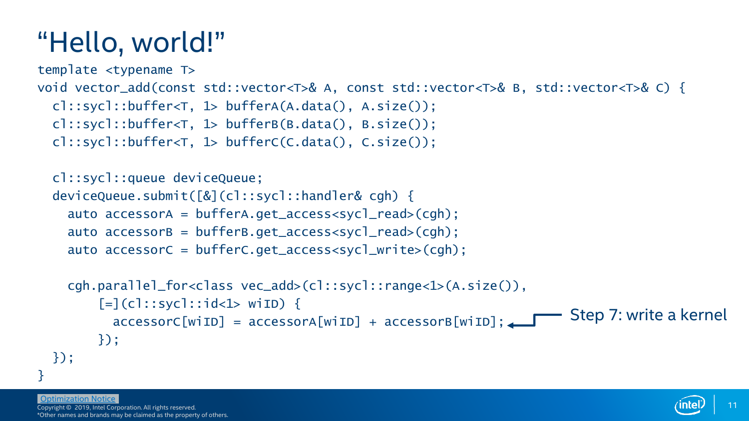# “Hello, world!”

```
template <typename T>
void vector_add(const std::vector<T>& A, const std::vector<T>& B, std::vector<T>& C) {
  cl::sycl::buffer<T, 1> bufferA(A.data(), A.size());
  cl::sycl::buffer<T, 1> bufferB(B.data(), B.size());
  cl::sycl::buffer<T, 1> bufferC(C.data(), C.size());

  cl::sycl::queue deviceQueue;
  deviceQueue.submit([&](cl::sycl::handler& cgh) {
    auto accessorA = bufferA.get_access<sycl_read>(cgh);
    auto accessorB = bufferB.get_access<sycl_read>(cgh);
    auto accessorC = bufferC.get_access<sycl_write>(cgh);

    cgh.parallel_for<class vec_add>(cl::sycl::range<1>(A.size()),
        [=](cl::sycl::id<1> wiID) {
          accessorC[wiID] = accessorA[wiID] + accessorB[wiID];
        });
  });
}
```

Step 7: write a kernel

Optimization Notice
Copyright © 2019, Intel Corporation. All rights reserved.
*Other names and brands may be claimed as the property of others.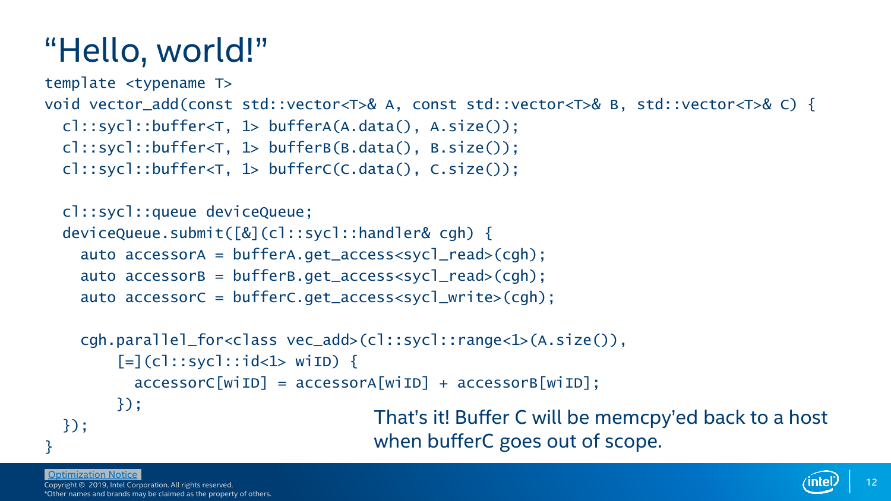# "Hello, world!"

```
template <typename T>
void vector_add(const std::vector<T>& A, const std::vector<T>& B, std::vector<T>& C) {
  cl::sycl::buffer<T, 1> bufferA(A.data(), A.size());
  cl::sycl::buffer<T, 1> bufferB(B.data(), B.size());
  cl::sycl::buffer<T, 1> bufferC(C.data(), C.size());

  cl::sycl::queue deviceQueue;
  deviceQueue.submit([&](cl::sycl::handler& cgh) {
    auto accessorA = bufferA.get_access<sycl_read>(cgh);
    auto accessorB = bufferB.get_access<sycl_read>(cgh);
    auto accessorC = bufferC.get_access<sycl_write>(cgh);

    cgh.parallel_for<class vec_add>(cl::sycl::range<1>(A.size()),
        [=](cl::sycl::id<1> wiID) {
          accessorC[wiID] = accessorA[wiID] + accessorB[wiID];
        });
  });
}
```

That's it! Buffer C will be memcpy'ed back to a host when bufferC goes out of scope.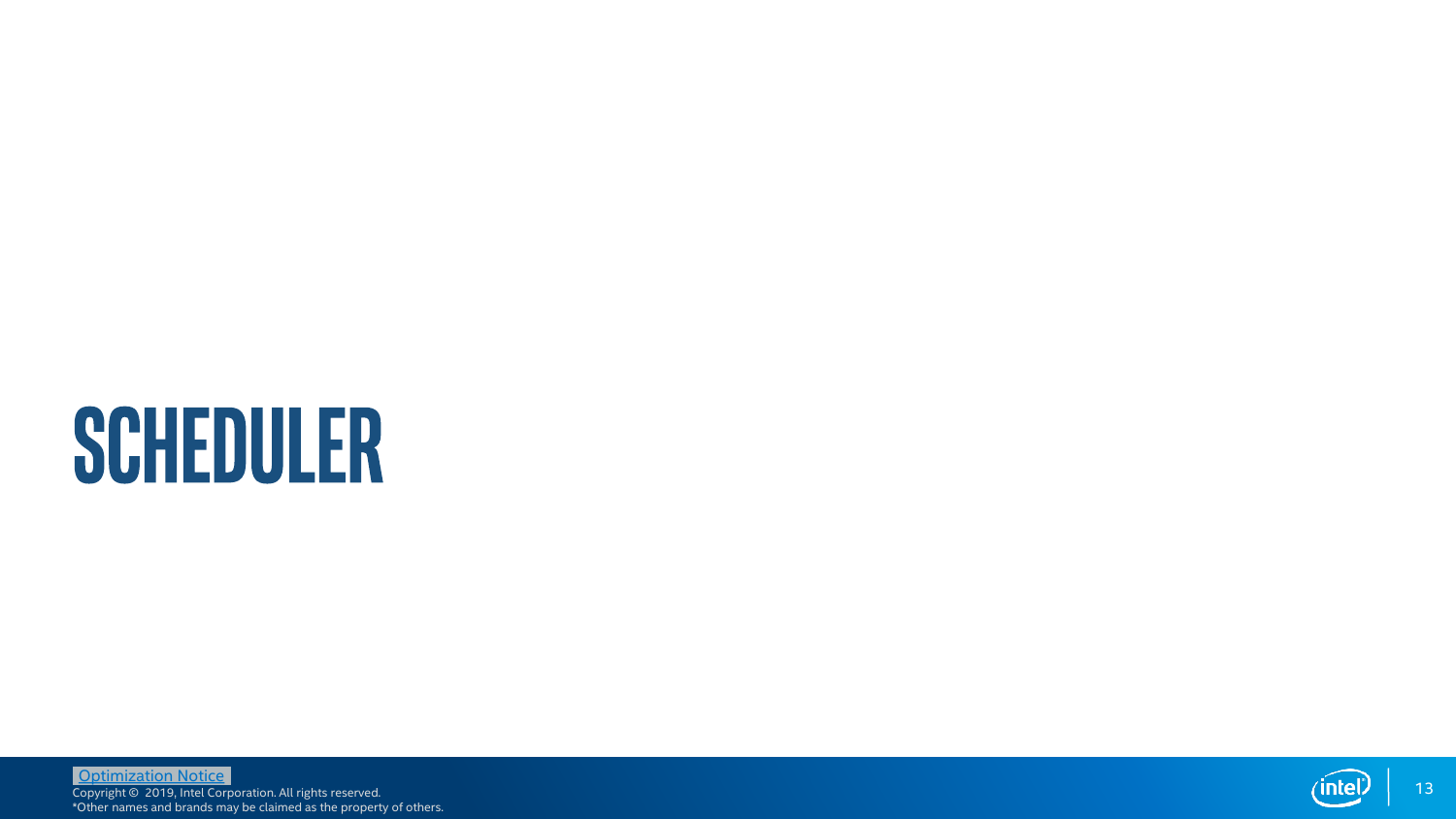# SCHEDULER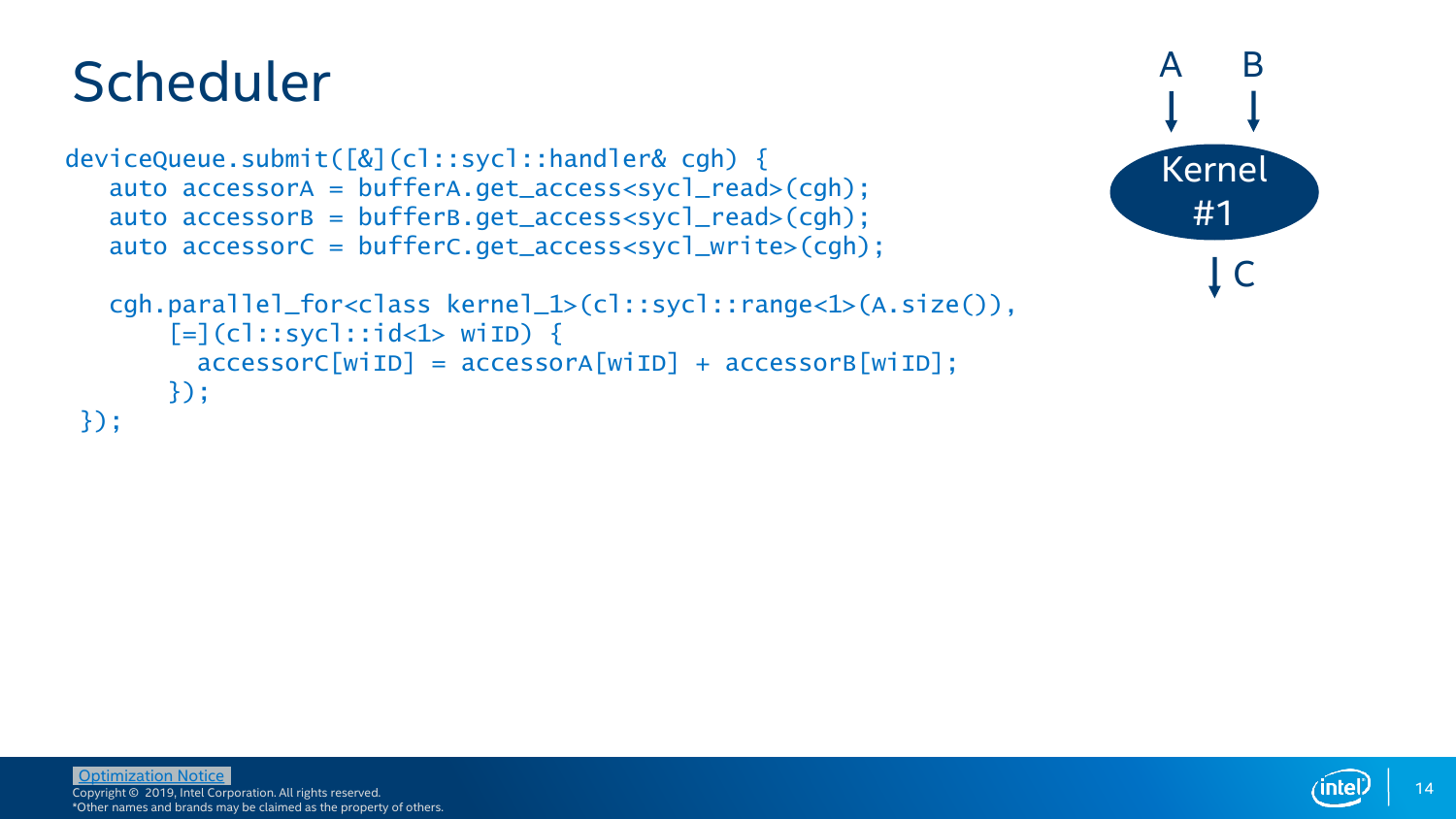# Scheduler

```
deviceQueue.submit([&](cl::sycl::handler& cgh) {
   auto accessorA = bufferA.get_access<sycl_read>(cgh);
   auto accessorB = bufferB.get_access<sycl_read>(cgh);
   auto accessorC = bufferC.get_access<sycl_write>(cgh);

   cgh.parallel_for<class kernel_1>(cl::sycl::range<1>(A.size()),
       [=](cl::sycl::id<1> wiID) {
         accessorC[wiID] = accessorA[wiID] + accessorB[wiID];
       });
 });
```

A B

Kernel #1

C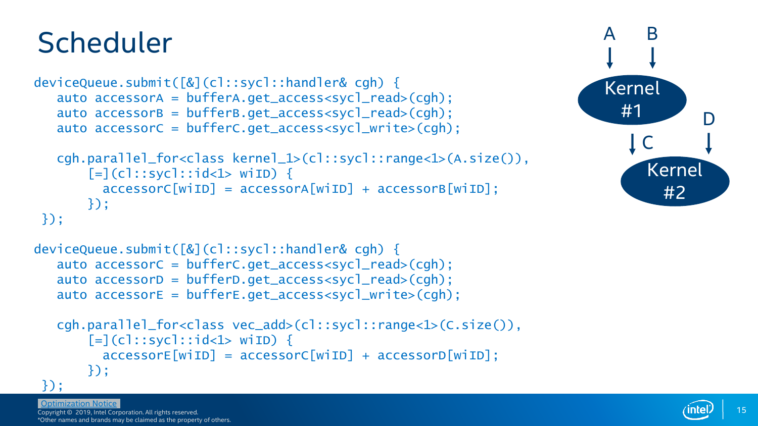# Scheduler

```
deviceQueue.submit([&](cl::sycl::handler& cgh) {
   auto accessorA = bufferA.get_access<sycl_read>(cgh);
   auto accessorB = bufferB.get_access<sycl_read>(cgh);
   auto accessorC = bufferC.get_access<sycl_write>(cgh);

   cgh.parallel_for<class kernel_1>(cl::sycl::range<1>(A.size()),
       [=](cl::sycl::id<1> wiID) {
         accessorC[wiID] = accessorA[wiID] + accessorB[wiID];
       });
 });

deviceQueue.submit([&](cl::sycl::handler& cgh) {
   auto accessorC = bufferC.get_access<sycl_read>(cgh);
   auto accessorD = bufferD.get_access<sycl_read>(cgh);
   auto accessorE = bufferE.get_access<sycl_write>(cgh);

   cgh.parallel_for<class vec_add>(cl::sycl::range<1>(C.size()),
       [=](cl::sycl::id<1> wiID) {
         accessorE[wiID] = accessorC[wiID] + accessorD[wiID];
       });
 });
```

A, B → Kernel #1 → C; C, D → Kernel #2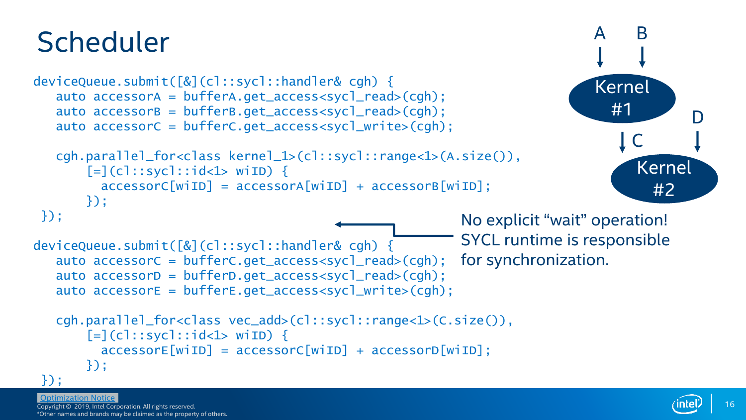# Scheduler

```
deviceQueue.submit([&](cl::sycl::handler& cgh) {
   auto accessorA = bufferA.get_access<sycl_read>(cgh);
   auto accessorB = bufferB.get_access<sycl_read>(cgh);
   auto accessorC = bufferC.get_access<sycl_write>(cgh);

   cgh.parallel_for<class kernel_1>(cl::sycl::range<1>(A.size()),
       [=](cl::sycl::id<1> wiID) {
         accessorC[wiID] = accessorA[wiID] + accessorB[wiID];
       });
});

deviceQueue.submit([&](cl::sycl::handler& cgh) {
   auto accessorC = bufferC.get_access<sycl_read>(cgh);
   auto accessorD = bufferD.get_access<sycl_read>(cgh);
   auto accessorE = bufferE.get_access<sycl_write>(cgh);

   cgh.parallel_for<class vec_add>(cl::sycl::range<1>(C.size()),
       [=](cl::sycl::id<1> wiID) {
         accessorE[wiID] = accessorC[wiID] + accessorD[wiID];
       });
});
```

No explicit "wait" operation! SYCL runtime is responsible for synchronization.

A, B → Kernel #1 → C; C, D → Kernel #2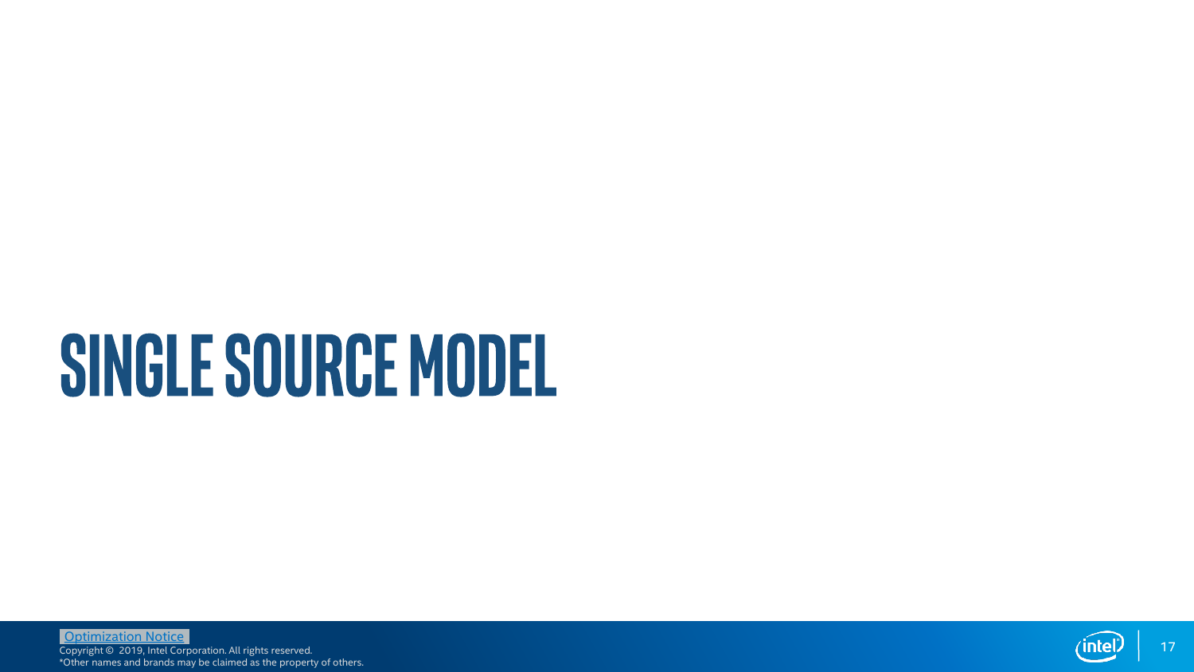# SINGLE SOURCE MODEL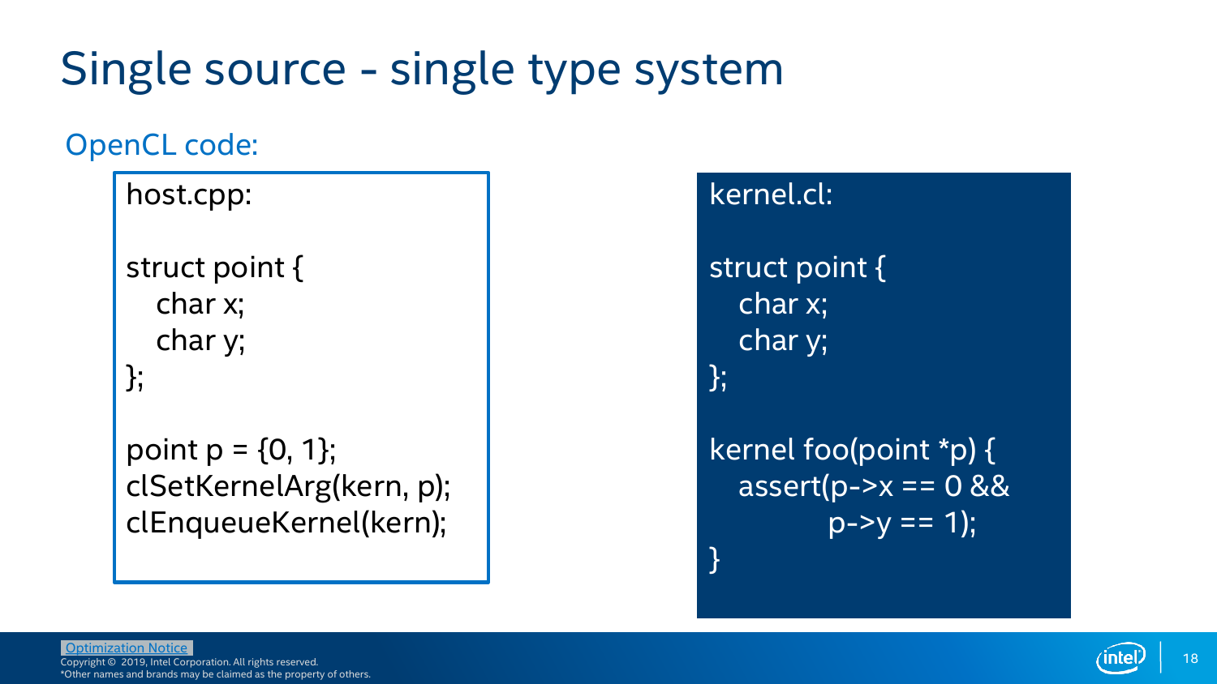# Single source - single type system

## OpenCL code:

host.cpp:

```
struct point {
  char x;
  char y;
};

point p = {0, 1};
clSetKernelArg(kern, p);
clEnqueueKernel(kern);
```

kernel.cl:

```
struct point {
  char x;
  char y;
};

kernel foo(point *p) {
  assert(p->x == 0 &&
         p->y == 1);
}
```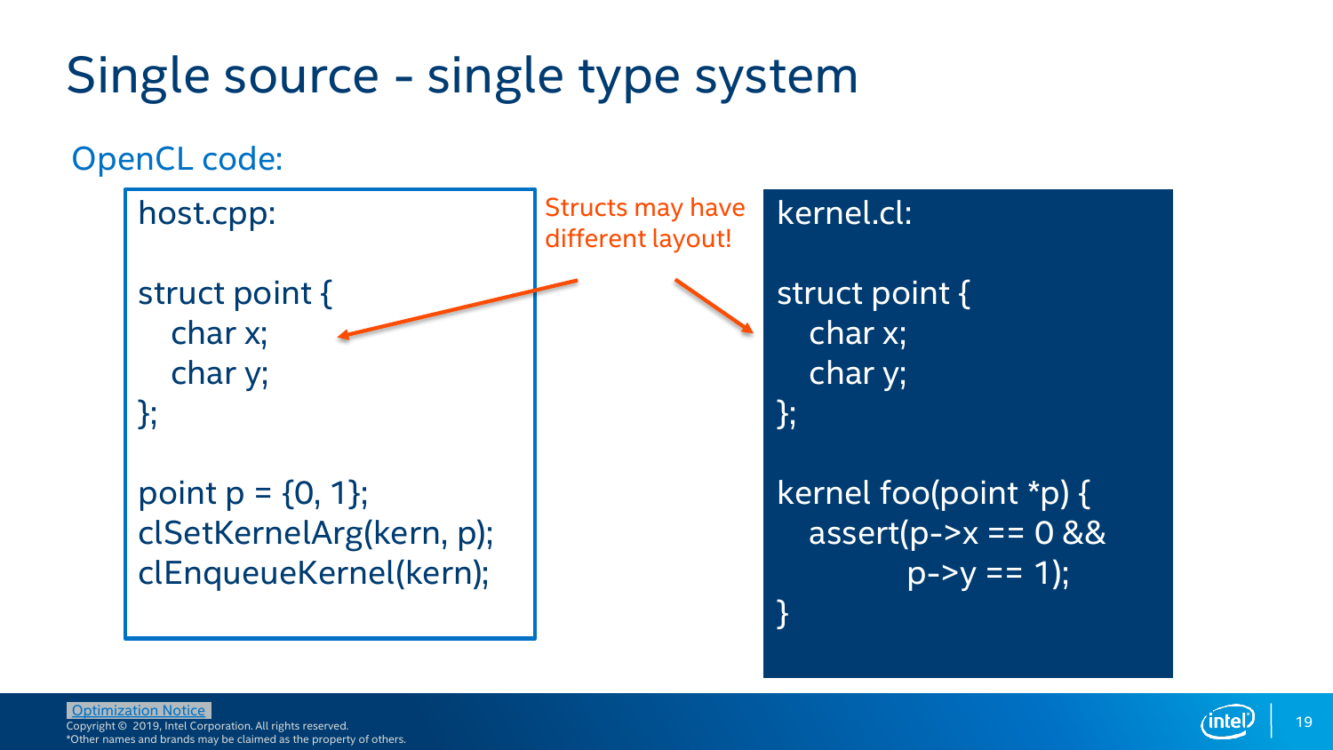# Single source - single type system

## OpenCL code:

host.cpp:

```
struct point {
   char x;
   char y;
};

point p = {0, 1};
clSetKernelArg(kern, p);
clEnqueueKernel(kern);
```

Structs may have different layout!

kernel.cl:

```
struct point {
   char x;
   char y;
};

kernel foo(point *p) {
   assert(p->x == 0 &&
            p->y == 1);
}
```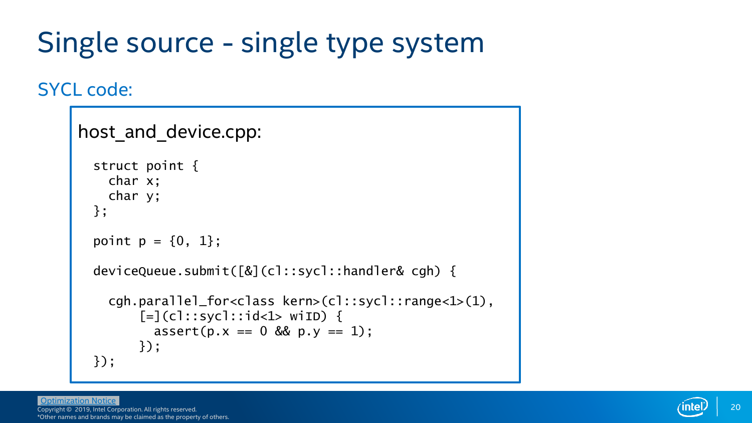# Single source - single type system

## SYCL code:

host_and_device.cpp:

```
struct point {
  char x;
  char y;
};

point p = {0, 1};

deviceQueue.submit([&](cl::sycl::handler& cgh) {

  cgh.parallel_for<class kern>(cl::sycl::range<1>(1),
      [=](cl::sycl::id<1> wiID) {
        assert(p.x == 0 && p.y == 1);
      });
});
```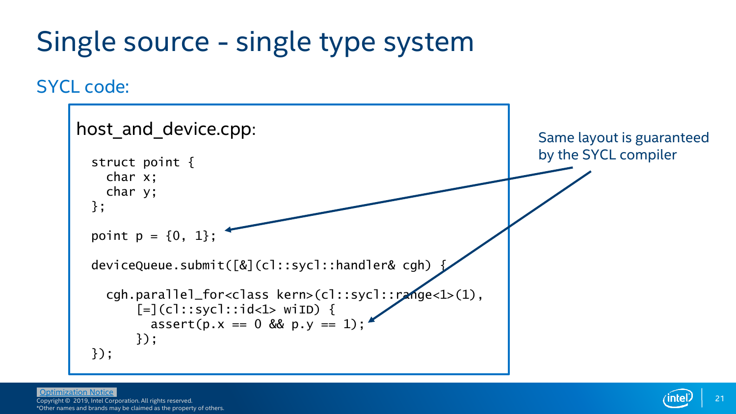# Single source - single type system

## SYCL code:

host_and_device.cpp:

```
struct point {
  char x;
  char y;
};

point p = {0, 1};

deviceQueue.submit([&](cl::sycl::handler& cgh) {

  cgh.parallel_for<class kern>(cl::sycl::range<1>(1),
      [=](cl::sycl::id<1> wiID) {
        assert(p.x == 0 && p.y == 1);
      });
});
```

Same layout is guaranteed by the SYCL compiler

Optimization Notice
Copyright © 2019, Intel Corporation. All rights reserved.
*Other names and brands may be claimed as the property of others.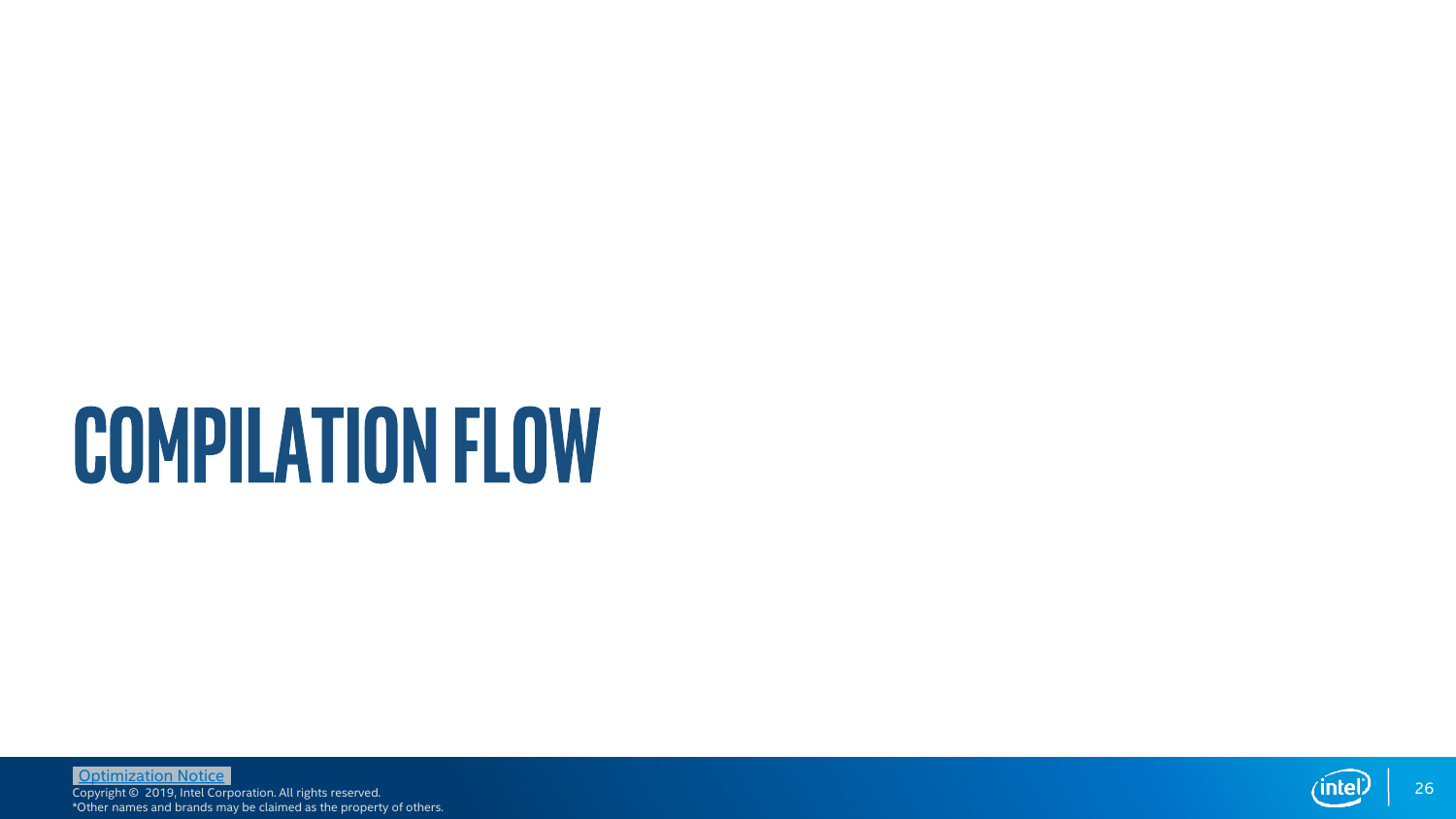# COMPILATION FLOW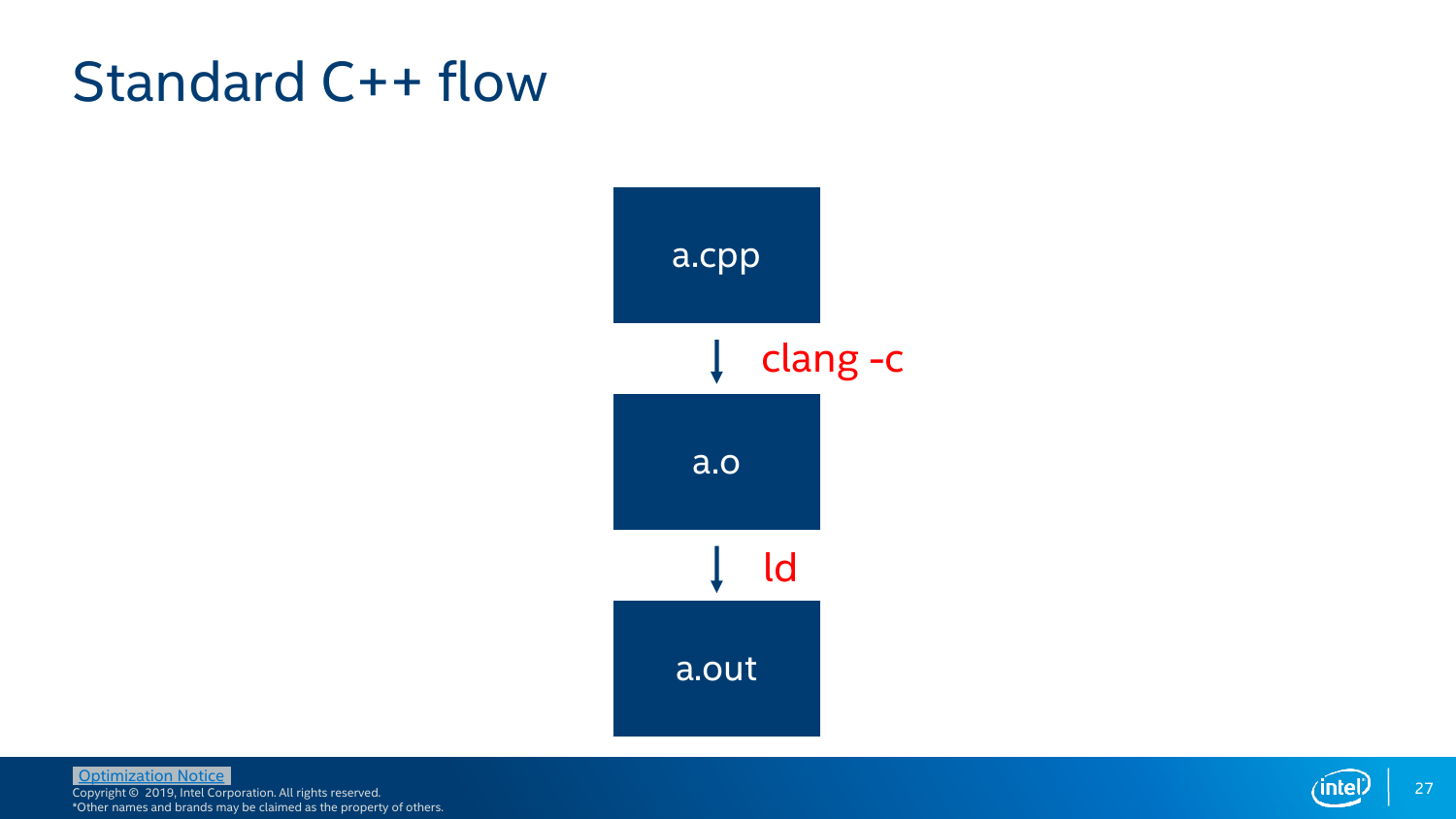# Standard C++ flow

a.cpp

↓ clang -c

a.o

↓ ld

a.out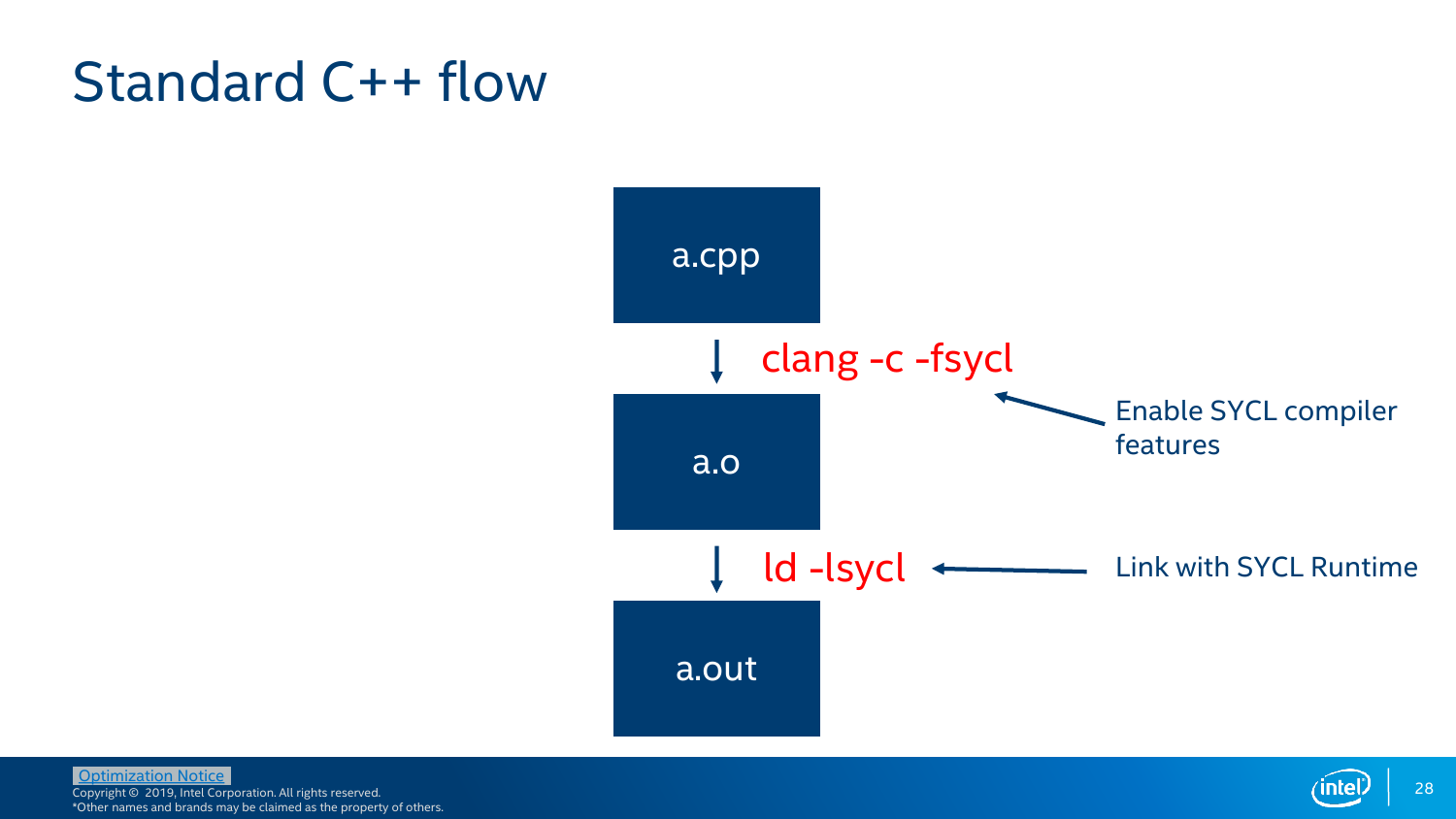# Standard C++ flow

a.cpp

↓ clang -c -fsycl ← Enable SYCL compiler features

a.o

↓ ld -lsycl ← Link with SYCL Runtime

a.out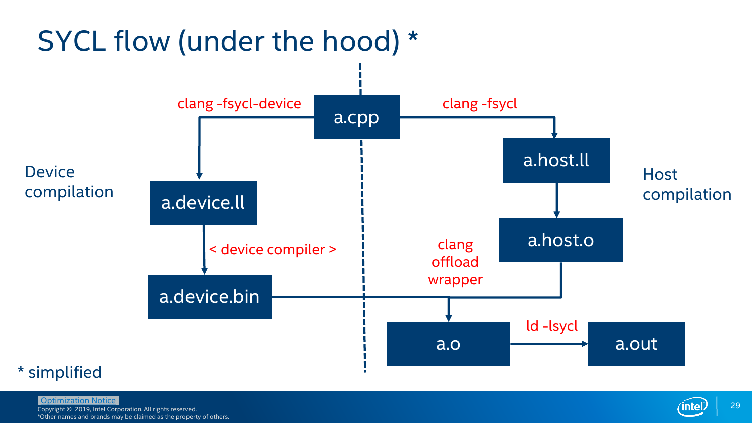# SYCL flow (under the hood) *

**Device compilation**

- a.cpp → `clang -fsycl-device` → a.device.ll
- a.device.ll → `< device compiler >` → a.device.bin

**Host compilation**

- a.cpp → `clang -fsycl` → a.host.ll
- a.host.ll → a.host.o

**Linking**

- a.device.bin + a.host.o → `clang offload wrapper` → a.o
- a.o → `ld -lsycl` → a.out

\* simplified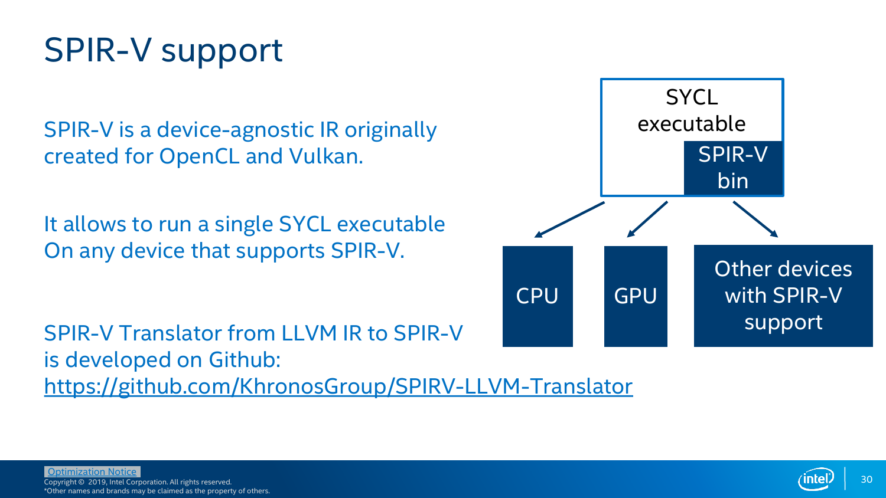# SPIR-V support

SPIR-V is a device-agnostic IR originally created for OpenCL and Vulkan.

It allows to run a single SYCL executable On any device that supports SPIR-V.

SPIR-V Translator from LLVM IR to SPIR-V is developed on Github: https://github.com/KhronosGroup/SPIRV-LLVM-Translator

SYCL executable

SPIR-V bin

CPU

GPU

Other devices with SPIR-V support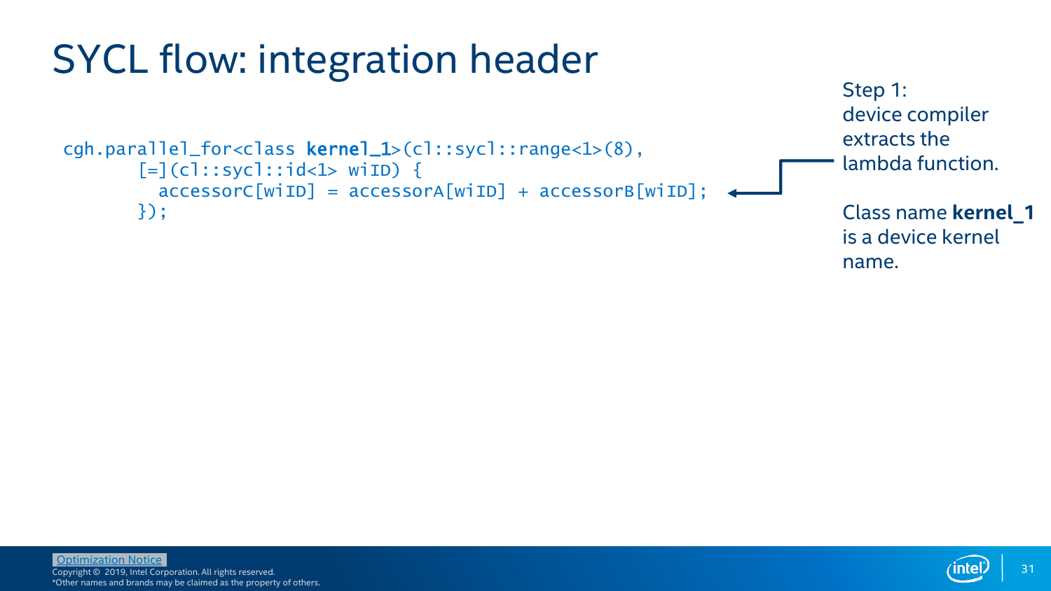# SYCL flow: integration header

```
cgh.parallel_for<class kernel_1>(cl::sycl::range<1>(8),
       [=](cl::sycl::id<1> wiID) {
         accessorC[wiID] = accessorA[wiID] + accessorB[wiID];
       });
```

Step 1:
device compiler extracts the lambda function.

Class name **kernel_1** is a device kernel name.

Optimization Notice
Copyright © 2019, Intel Corporation. All rights reserved.
*Other names and brands may be claimed as the property of others.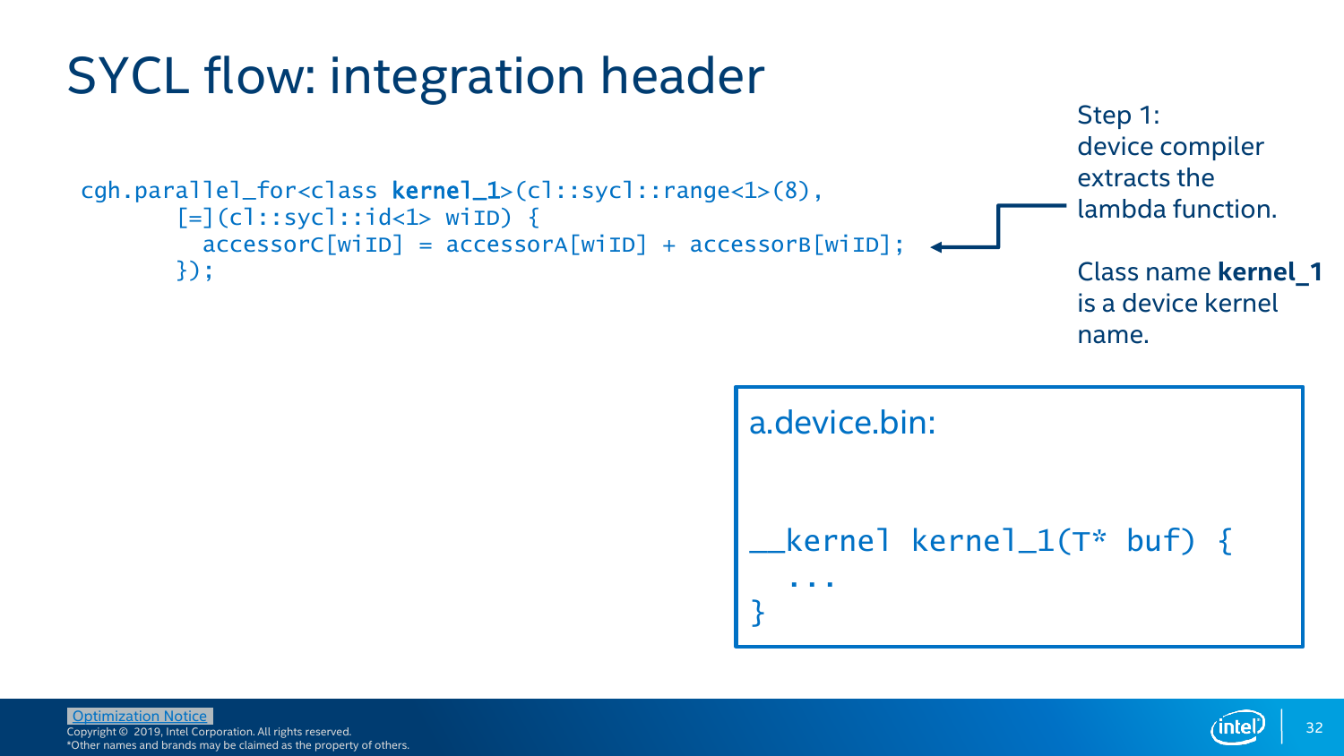# SYCL flow: integration header

```
cgh.parallel_for<class kernel_1>(cl::sycl::range<1>(8),
       [=](cl::sycl::id<1> wiID) {
         accessorC[wiID] = accessorA[wiID] + accessorB[wiID];
       });
```

Step 1:
device compiler extracts the lambda function.

Class name **kernel_1** is a device kernel name.

a.device.bin:

```
__kernel kernel_1(T* buf) {
  ...
}
```

Optimization Notice
Copyright © 2019, Intel Corporation. All rights reserved.
*Other names and brands may be claimed as the property of others.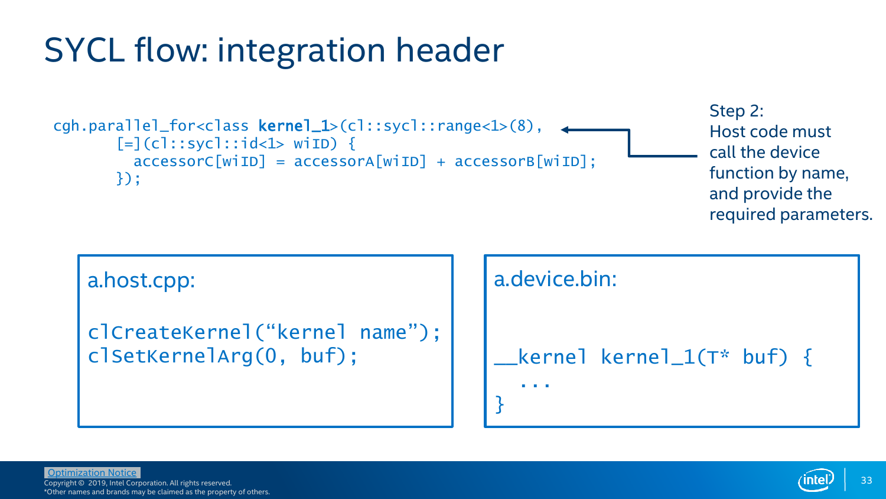# SYCL flow: integration header

```
cgh.parallel_for<class kernel_1>(cl::sycl::range<1>(8),
      [=](cl::sycl::id<1> wiID) {
        accessorC[wiID] = accessorA[wiID] + accessorB[wiID];
      });
```

Step 2:
Host code must call the device function by name, and provide the required parameters.

a.host.cpp:

```
clCreateKernel("kernel name");
clSetKernelArg(0, buf);
```

a.device.bin:

```
__kernel kernel_1(T* buf) {
  ...
}
```

Optimization Notice
Copyright © 2019, Intel Corporation. All rights reserved.
*Other names and brands may be claimed as the property of others.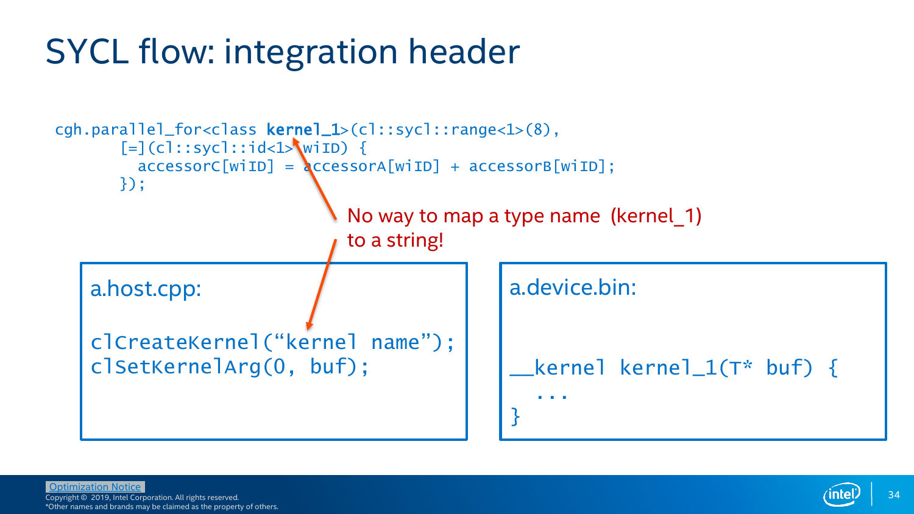# SYCL flow: integration header

```
cgh.parallel_for<class kernel_1>(cl::sycl::range<1>(8),
      [=](cl::sycl::id<1> wiID) {
        accessorC[wiID] = accessorA[wiID] + accessorB[wiID];
      });
```

No way to map a type name (kernel_1) to a string!

a.host.cpp:

```
clCreateKernel(“kernel name”);
clSetKernelArg(0, buf);
```

a.device.bin:

```
__kernel kernel_1(T* buf) {
  ...
}
```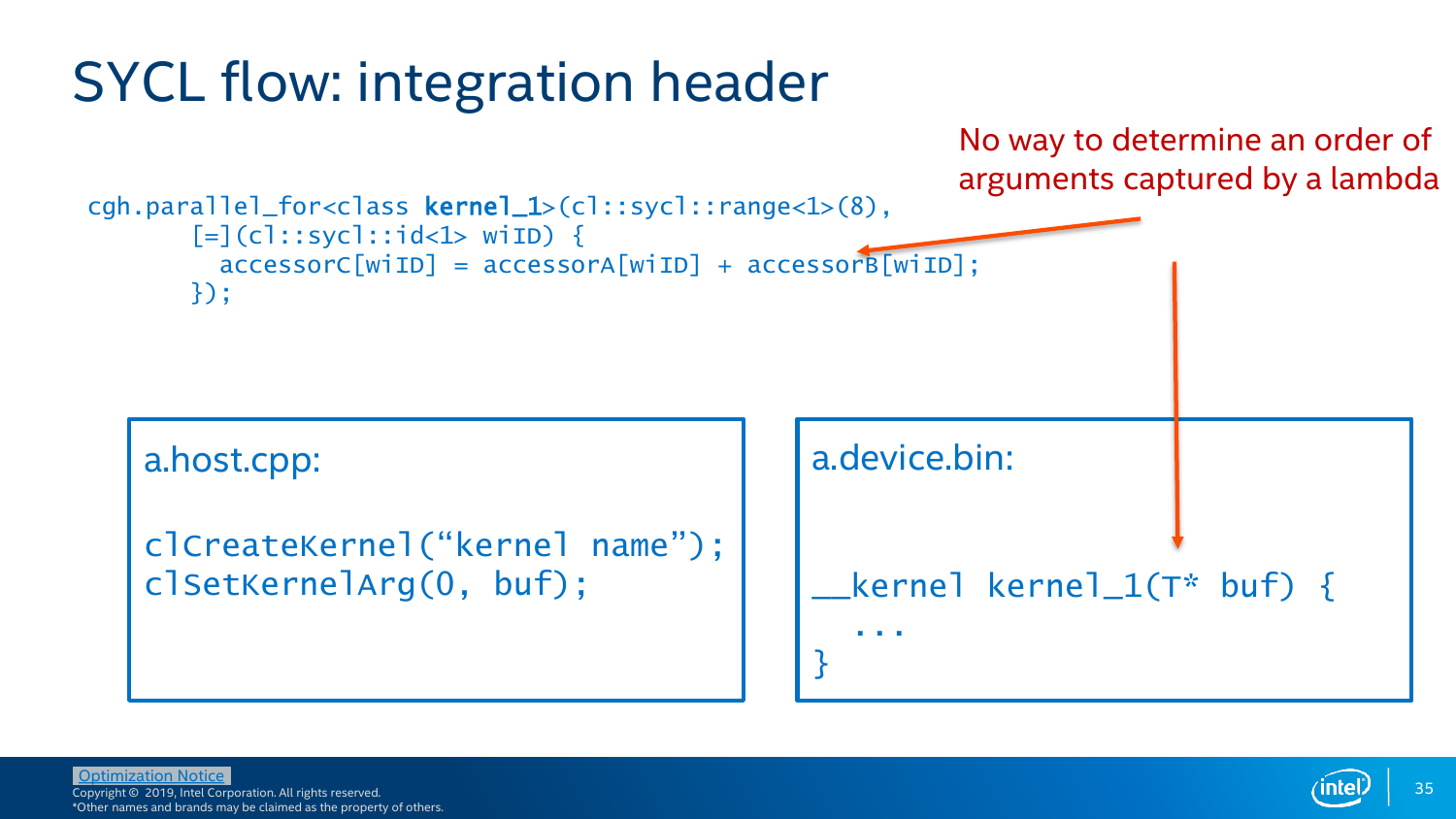# SYCL flow: integration header

No way to determine an order of arguments captured by a lambda

```
cgh.parallel_for<class kernel_1>(cl::sycl::range<1>(8),
       [=](cl::sycl::id<1> wiID) {
         accessorC[wiID] = accessorA[wiID] + accessorB[wiID];
       });
```

a.host.cpp:

```
clCreateKernel("kernel name");
clSetKernelArg(0, buf);
```

a.device.bin:

```
__kernel kernel_1(T* buf) {
  ...
}
```

Optimization Notice

Copyright © 2019, Intel Corporation. All rights reserved.
*Other names and brands may be claimed as the property of others.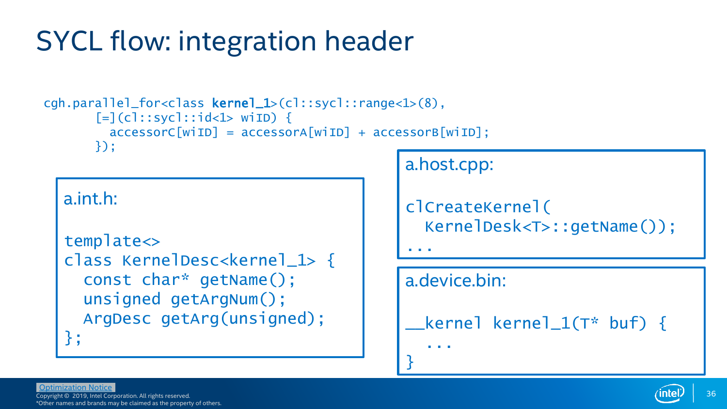# SYCL flow: integration header

```
cgh.parallel_for<class kernel_1>(cl::sycl::range<1>(8),
      [=](cl::sycl::id<1> wiID) {
        accessorC[wiID] = accessorA[wiID] + accessorB[wiID];
      });
```

a.int.h:

```
template<>
class KernelDesc<kernel_1> {
  const char* getName();
  unsigned getArgNum();
  ArgDesc getArg(unsigned);
};
```

a.host.cpp:

```
clCreateKernel(
  KernelDesk<T>::getName());
...
```

a.device.bin:

```
__kernel kernel_1(T* buf) {
  ...
}
```

Optimization Notice

Copyright © 2019, Intel Corporation. All rights reserved.
*Other names and brands may be claimed as the property of others.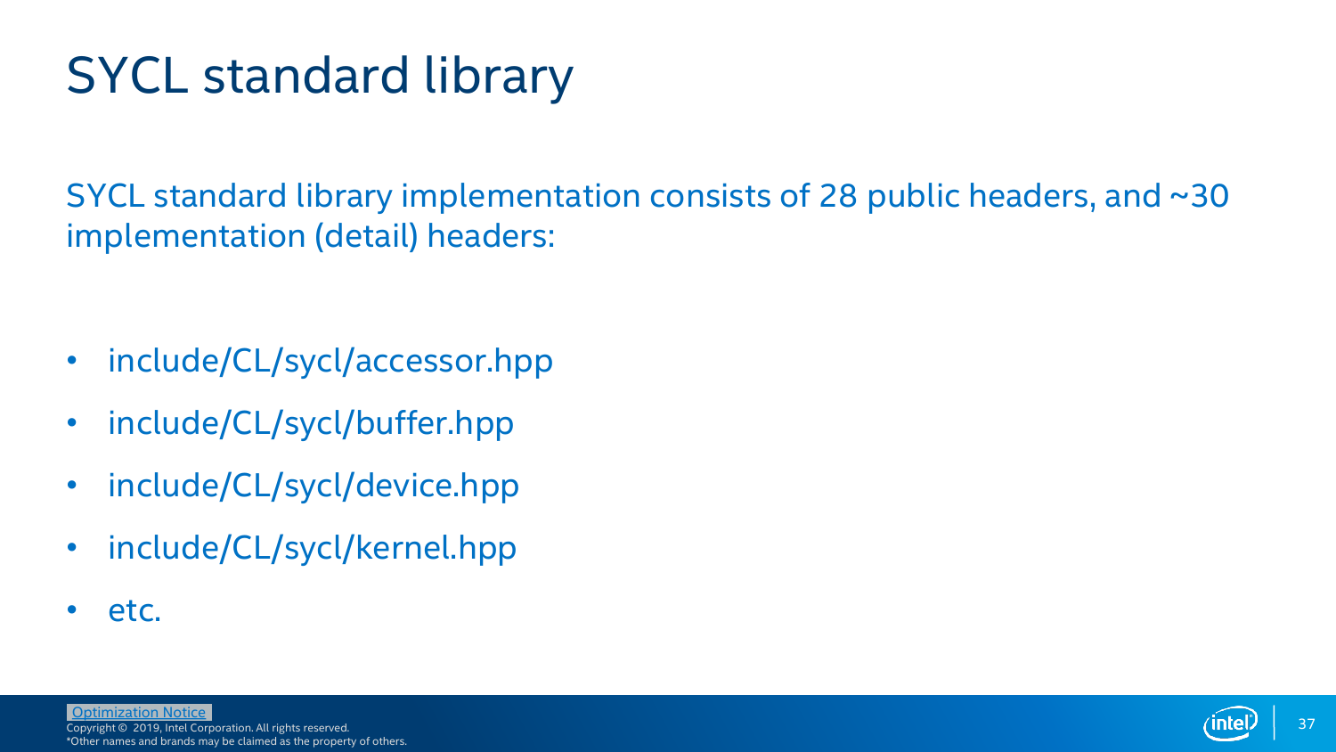# SYCL standard library

SYCL standard library implementation consists of 28 public headers, and ~30 implementation (detail) headers:

- include/CL/sycl/accessor.hpp
- include/CL/sycl/buffer.hpp
- include/CL/sycl/device.hpp
- include/CL/sycl/kernel.hpp
- etc.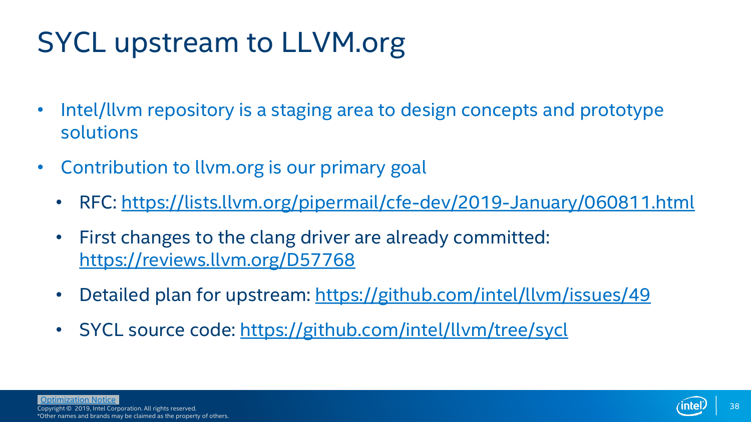# SYCL upstream to LLVM.org

- Intel/llvm repository is a staging area to design concepts and prototype solutions
- Contribution to llvm.org is our primary goal
  - RFC: https://lists.llvm.org/pipermail/cfe-dev/2019-January/060811.html
  - First changes to the clang driver are already committed: https://reviews.llvm.org/D57768
  - Detailed plan for upstream: https://github.com/intel/llvm/issues/49
  - SYCL source code: https://github.com/intel/llvm/tree/sycl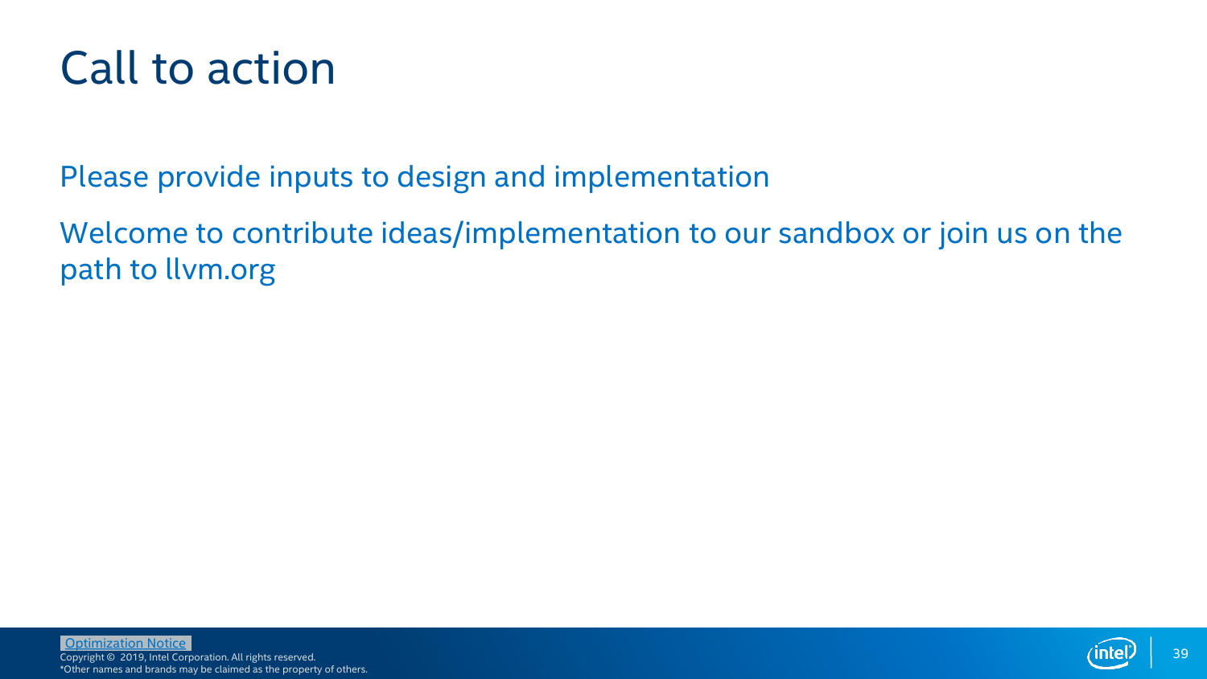# Call to action

Please provide inputs to design and implementation

Welcome to contribute ideas/implementation to our sandbox or join us on the path to llvm.org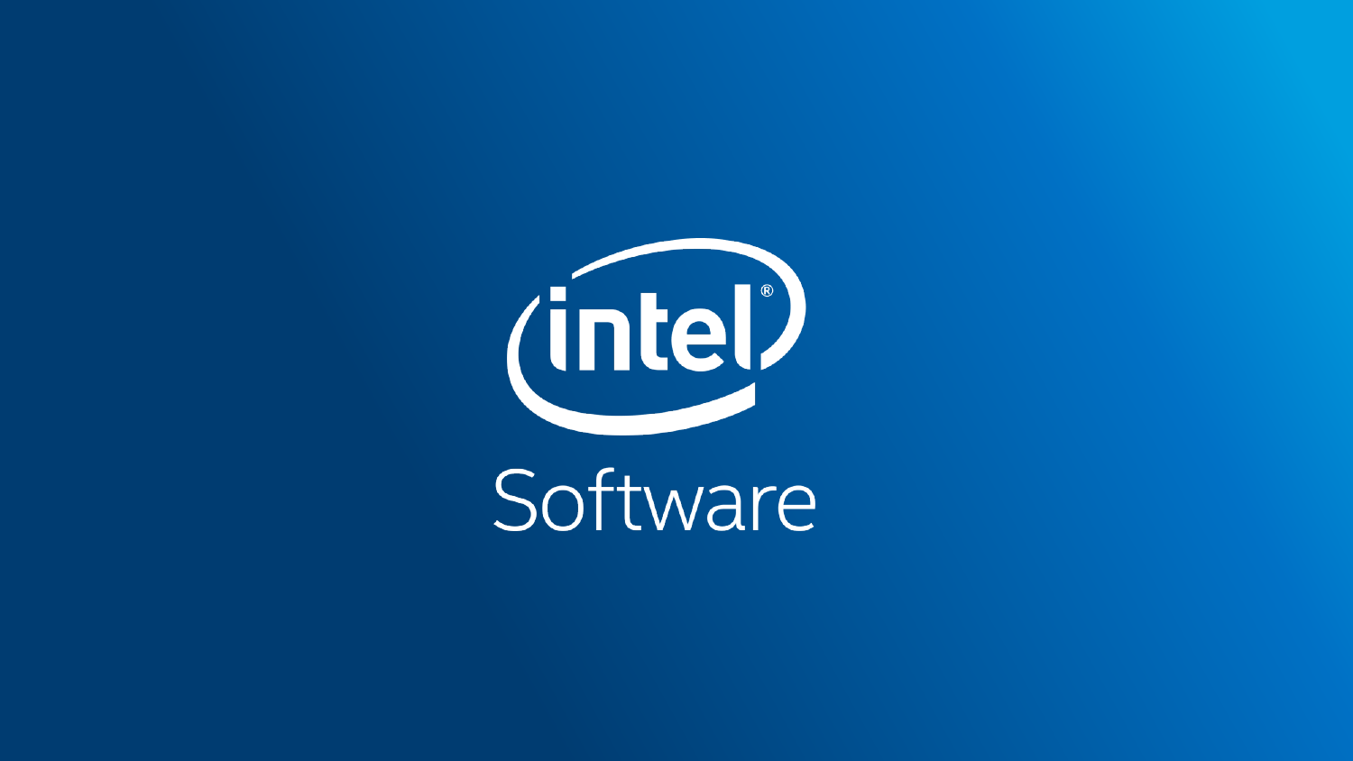intel®

Software